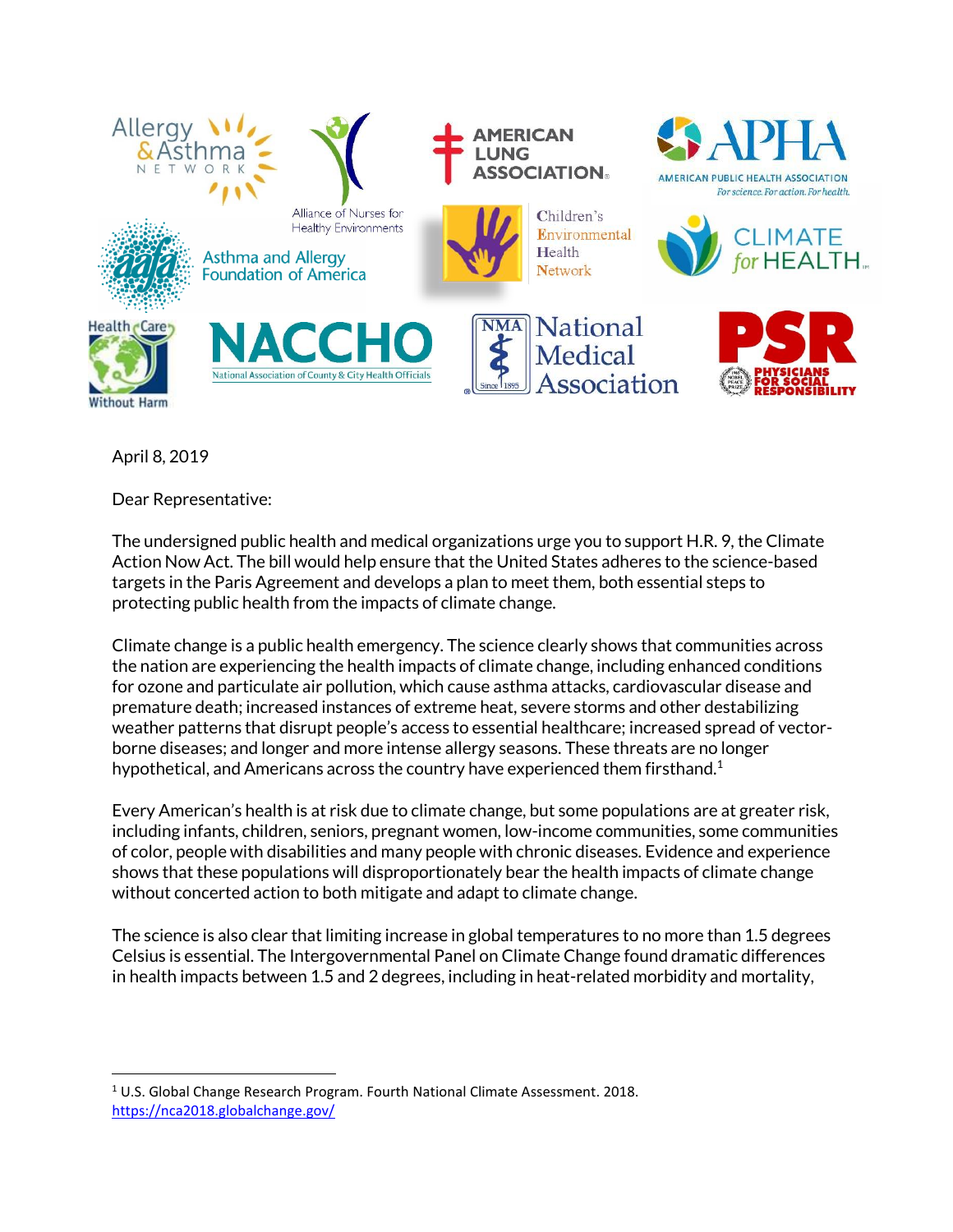April 8, 2019

Dear Representative:

The undersigned public health and medical organizations urge you to support H.R. 9, the Climate Action Now Act. The bill would help ensure that the United States adheres to the science-based targets in the Paris Agreement and develops a plan to meet them, both essential steps to protecting public health from the impacts of climate change.

Climate change is a public health emergency. The science clearly shows that communities across the nation are experiencing the health impacts of climate change, including enhanced conditions for ozone and particulate air pollution, which cause asthma attacks, cardiovascular disease and premature death; increased instances of extreme heat, severe storms and other destabilizing weather patterns that disrupt people's access to essential healthcare; increased spread of vector-borne diseases; and longer and more intense allergy seasons. These threats are no longer hypothetical, and Americans across the country have experienced them firsthand.[1]

Every American's health is at risk due to climate change, but some populations are at greater risk, including infants, children, seniors, pregnant women, low-income communities, some communities of color, people with disabilities and many people with chronic diseases. Evidence and experience shows that these populations will disproportionately bear the health impacts of climate change without concerted action to both mitigate and adapt to climate change.

The science is also clear that limiting increase in global temperatures to no more than 1.5 degrees Celsius is essential. The Intergovernmental Panel on Climate Change found dramatic differences in health impacts between 1.5 and 2 degrees, including in heat-related morbidity and mortality,

---

[1] U.S. Global Change Research Program. Fourth National Climate Assessment. 2018. https://nca2018.globalchange.gov/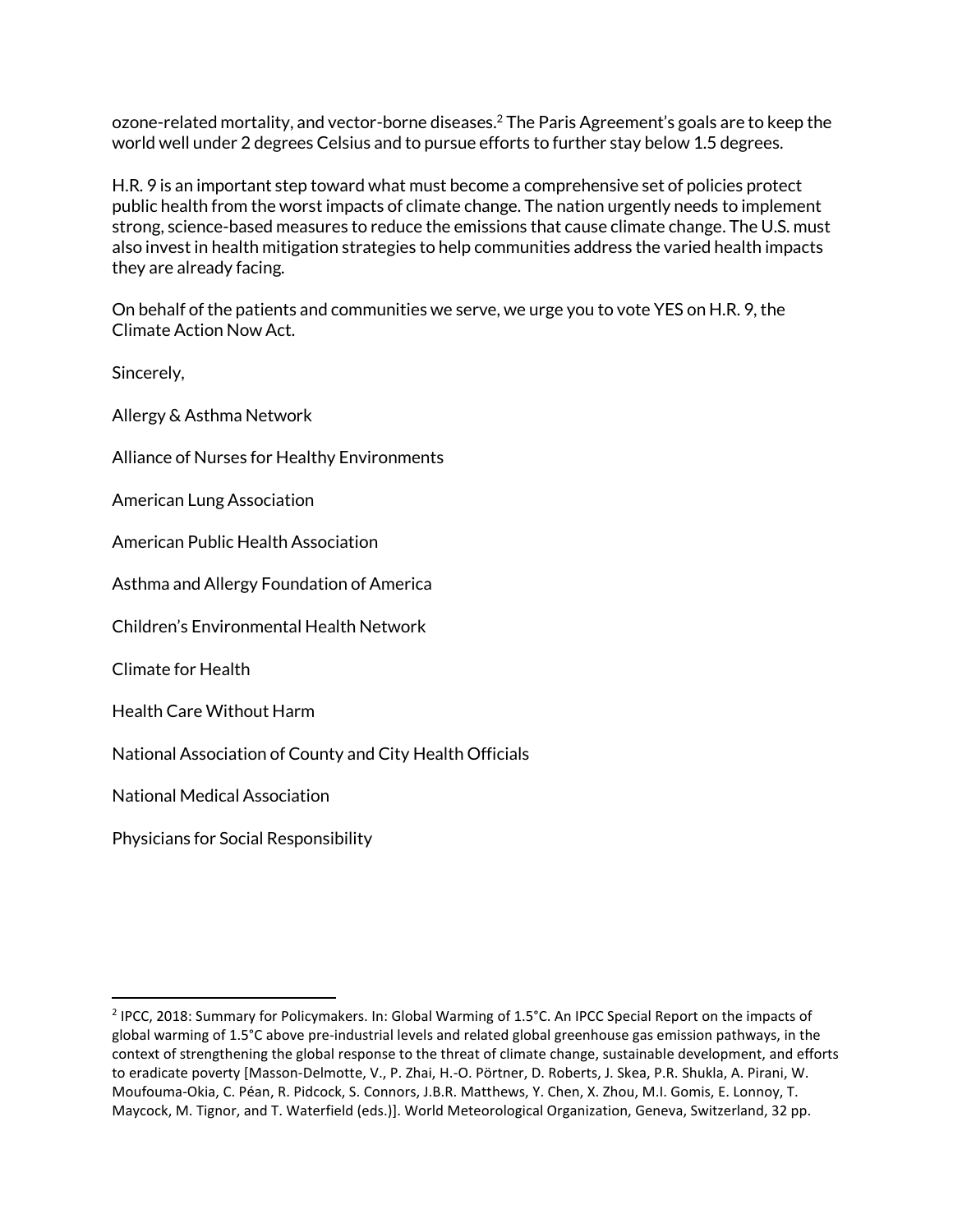ozone-related mortality, and vector-borne diseases.[2] The Paris Agreement's goals are to keep the world well under 2 degrees Celsius and to pursue efforts to further stay below 1.5 degrees.

H.R. 9 is an important step toward what must become a comprehensive set of policies protect public health from the worst impacts of climate change. The nation urgently needs to implement strong, science-based measures to reduce the emissions that cause climate change. The U.S. must also invest in health mitigation strategies to help communities address the varied health impacts they are already facing.

On behalf of the patients and communities we serve, we urge you to vote YES on H.R. 9, the Climate Action Now Act.

Sincerely,

Allergy & Asthma Network

Alliance of Nurses for Healthy Environments

American Lung Association

American Public Health Association

Asthma and Allergy Foundation of America

Children's Environmental Health Network

Climate for Health

Health Care Without Harm

National Association of County and City Health Officials

National Medical Association

Physicians for Social Responsibility

---

[2] IPCC, 2018: Summary for Policymakers. In: Global Warming of 1.5°C. An IPCC Special Report on the impacts of global warming of 1.5°C above pre-industrial levels and related global greenhouse gas emission pathways, in the context of strengthening the global response to the threat of climate change, sustainable development, and efforts to eradicate poverty [Masson-Delmotte, V., P. Zhai, H.-O. Pörtner, D. Roberts, J. Skea, P.R. Shukla, A. Pirani, W. Moufouma-Okia, C. Péan, R. Pidcock, S. Connors, J.B.R. Matthews, Y. Chen, X. Zhou, M.I. Gomis, E. Lonnoy, T. Maycock, M. Tignor, and T. Waterfield (eds.)]. World Meteorological Organization, Geneva, Switzerland, 32 pp.